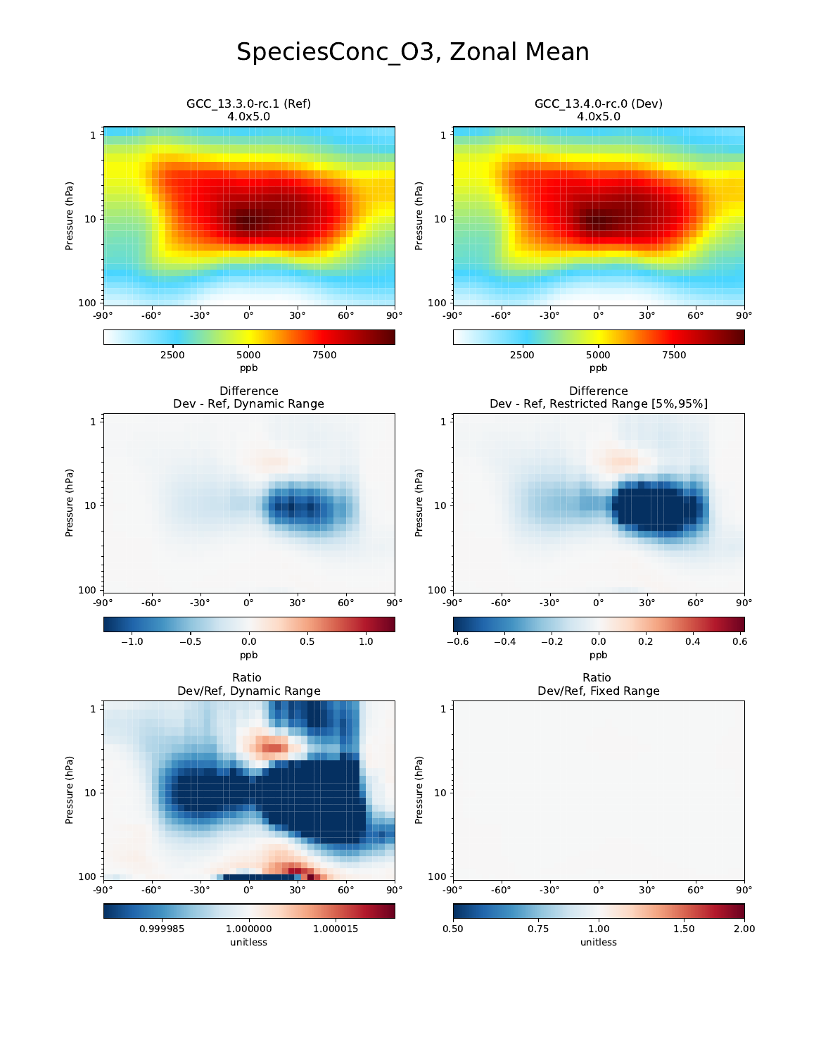# SpeciesConc_O3, Zonal Mean

GCC_13.3.0-rc.1 (Ref)
4.0x5.0

GCC_13.4.0-rc.0 (Dev)
4.0x5.0

Difference
Dev - Ref, Dynamic Range

Difference
Dev - Ref, Restricted Range [5%,95%]

Ratio
Dev/Ref, Dynamic Range

Ratio
Dev/Ref, Fixed Range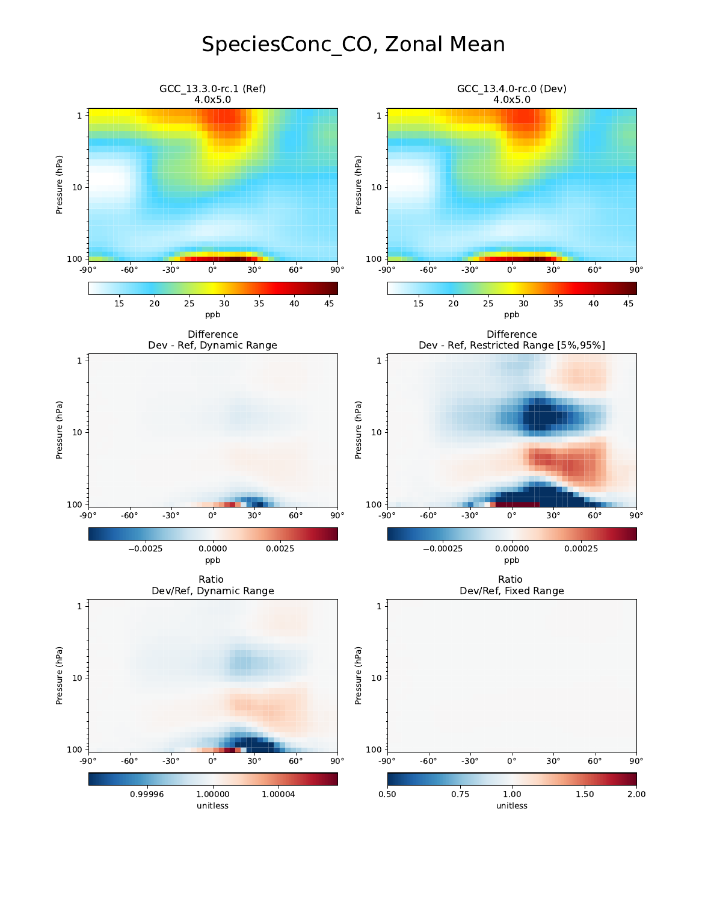# SpeciesConc_CO, Zonal Mean

GCC_13.3.0-rc.1 (Ref)
4.0x5.0

GCC_13.4.0-rc.0 (Dev)
4.0x5.0

Difference
Dev - Ref, Dynamic Range

Difference
Dev - Ref, Restricted Range [5%,95%]

Ratio
Dev/Ref, Dynamic Range

Ratio
Dev/Ref, Fixed Range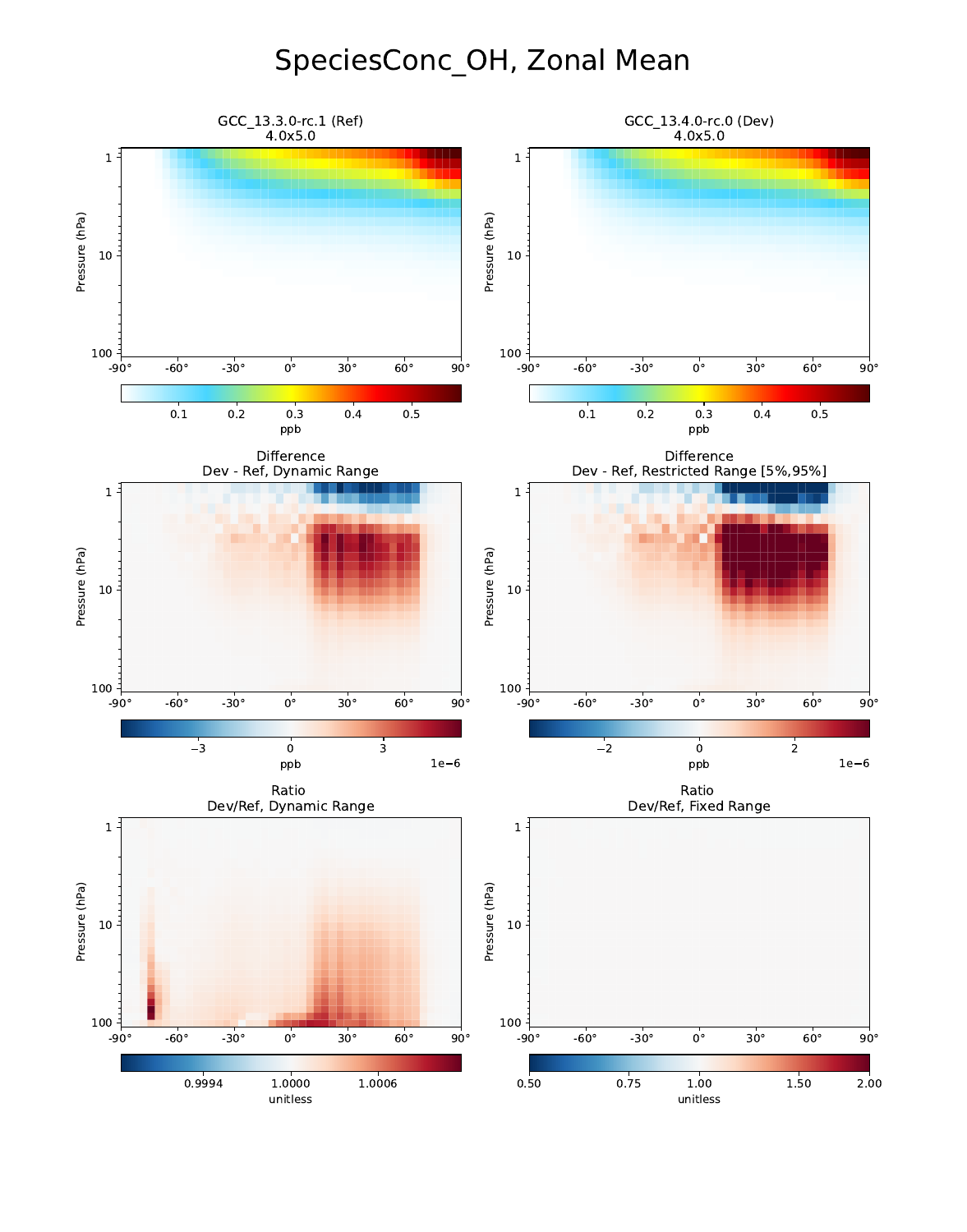# SpeciesConc_OH, Zonal Mean

GCC_13.3.0-rc.1 (Ref)
4.0x5.0

GCC_13.4.0-rc.0 (Dev)
4.0x5.0

Difference
Dev - Ref, Dynamic Range

Difference
Dev - Ref, Restricted Range [5%,95%]

Ratio
Dev/Ref, Dynamic Range

Ratio
Dev/Ref, Fixed Range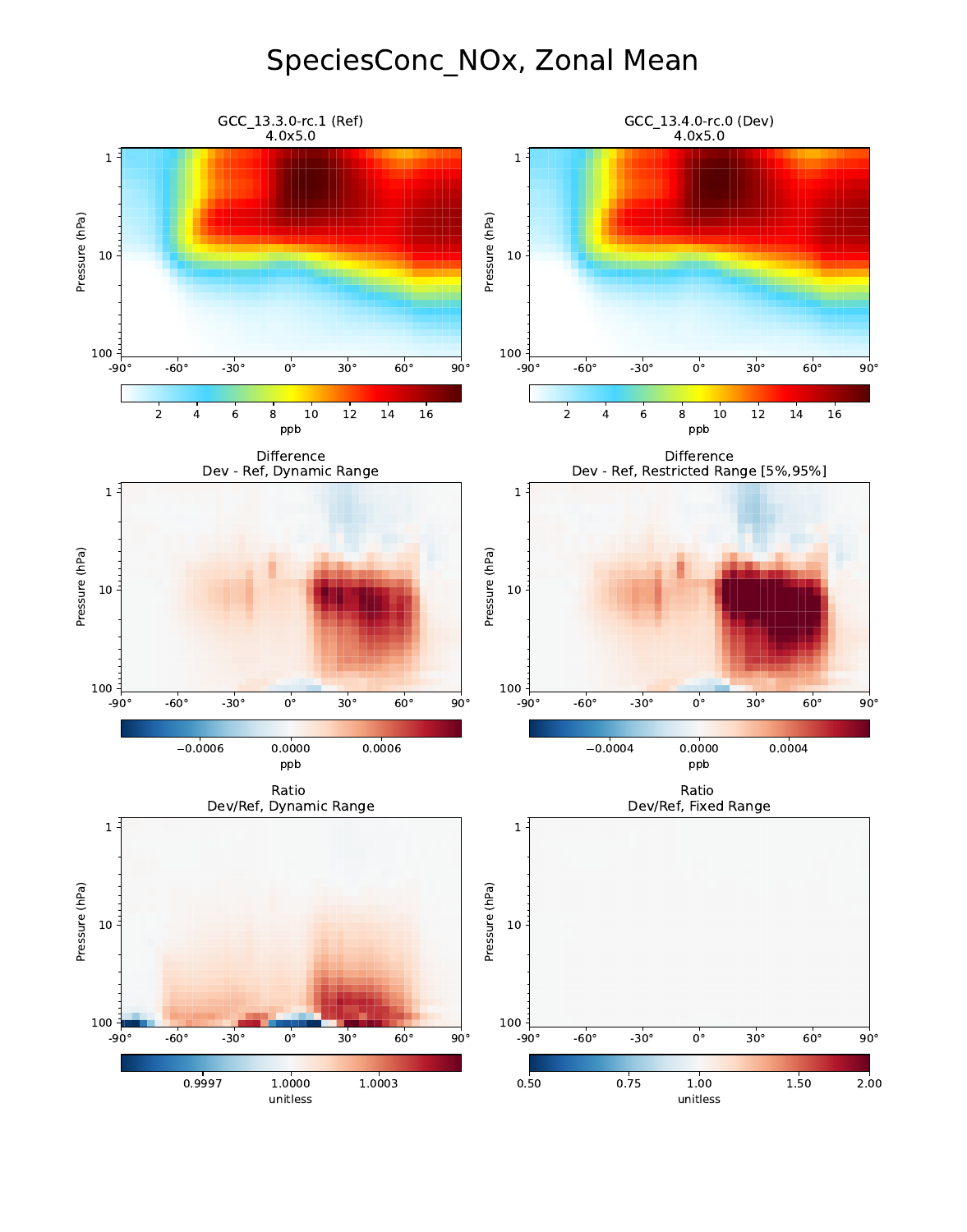# SpeciesConc_NOx, Zonal Mean

GCC_13.3.0-rc.1 (Ref)
4.0x5.0

Pressure (hPa)

1
10
100

-90° -60° -30° 0° 30° 60° 90°

2 4 6 8 10 12 14 16
ppb

GCC_13.4.0-rc.0 (Dev)
4.0x5.0

Pressure (hPa)

1
10
100

-90° -60° -30° 0° 30° 60° 90°

2 4 6 8 10 12 14 16
ppb

Difference
Dev - Ref, Dynamic Range

Pressure (hPa)

1
10
100

-90° -60° -30° 0° 30° 60° 90°

−0.0006 0.0000 0.0006
ppb

Difference
Dev - Ref, Restricted Range [5%,95%]

Pressure (hPa)

1
10
100

-90° -60° -30° 0° 30° 60° 90°

−0.0004 0.0000 0.0004
ppb

Ratio
Dev/Ref, Dynamic Range

Pressure (hPa)

1
10
100

-90° -60° -30° 0° 30° 60° 90°

0.9997 1.0000 1.0003
unitless

Ratio
Dev/Ref, Fixed Range

Pressure (hPa)

1
10
100

-90° -60° -30° 0° 30° 60° 90°

0.50 0.75 1.00 1.50 2.00
unitless